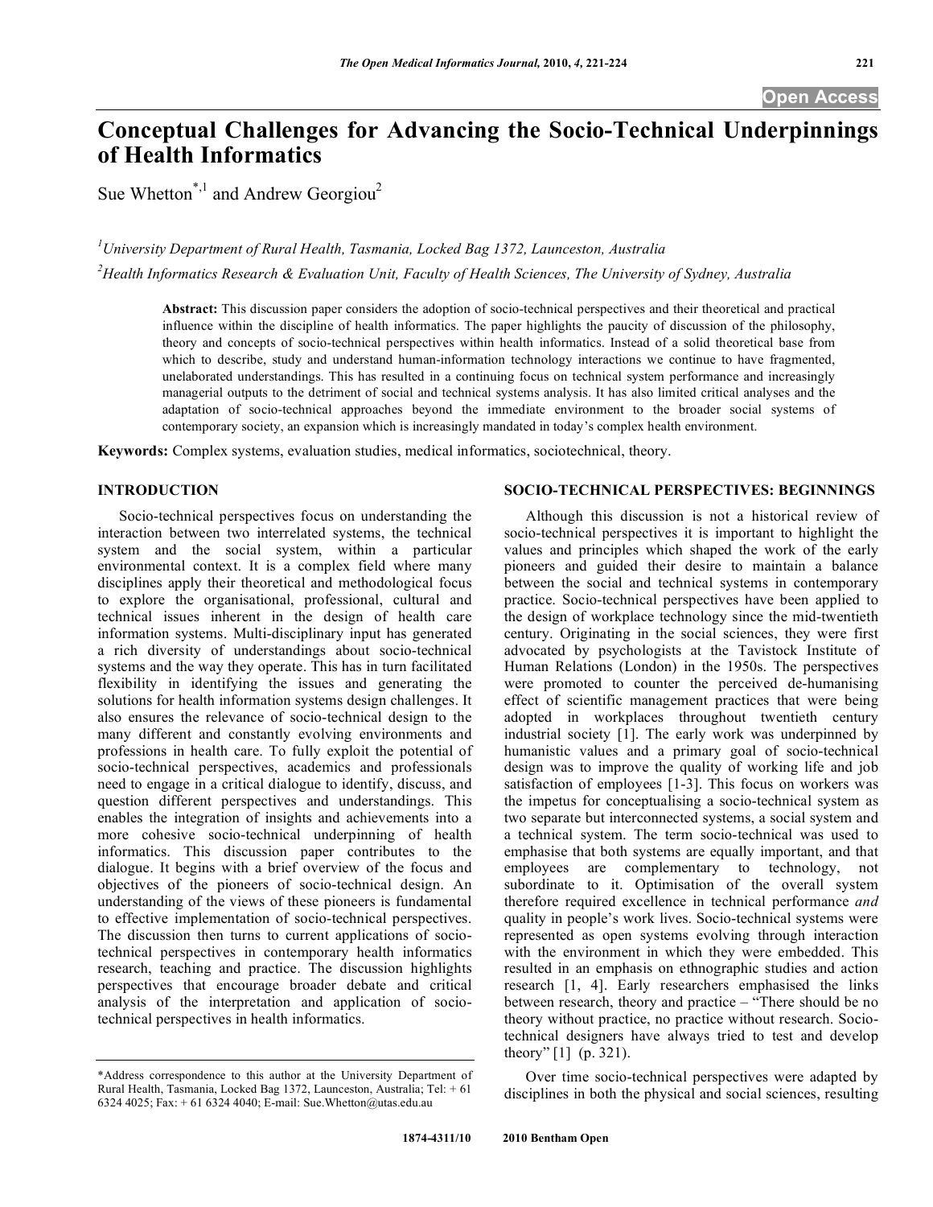# Conceptual Challenges for Advancing the Socio-Technical Underpinnings of Health Informatics

Sue Whetton[*,1] and Andrew Georgiou[2]

[1]University Department of Rural Health, Tasmania, Locked Bag 1372, Launceston, Australia

[2]Health Informatics Research & Evaluation Unit, Faculty of Health Sciences, The University of Sydney, Australia

**Abstract:** This discussion paper considers the adoption of socio-technical perspectives and their theoretical and practical influence within the discipline of health informatics. The paper highlights the paucity of discussion of the philosophy, theory and concepts of socio-technical perspectives within health informatics. Instead of a solid theoretical base from which to describe, study and understand human-information technology interactions we continue to have fragmented, unelaborated understandings. This has resulted in a continuing focus on technical system performance and increasingly managerial outputs to the detriment of social and technical systems analysis. It has also limited critical analyses and the adaptation of socio-technical approaches beyond the immediate environment to the broader social systems of contemporary society, an expansion which is increasingly mandated in today's complex health environment.

**Keywords:** Complex systems, evaluation studies, medical informatics, sociotechnical, theory.

## INTRODUCTION

Socio-technical perspectives focus on understanding the interaction between two interrelated systems, the technical system and the social system, within a particular environmental context. It is a complex field where many disciplines apply their theoretical and methodological focus to explore the organisational, professional, cultural and technical issues inherent in the design of health care information systems. Multi-disciplinary input has generated a rich diversity of understandings about socio-technical systems and the way they operate. This has in turn facilitated flexibility in identifying the issues and generating the solutions for health information systems design challenges. It also ensures the relevance of socio-technical design to the many different and constantly evolving environments and professions in health care. To fully exploit the potential of socio-technical perspectives, academics and professionals need to engage in a critical dialogue to identify, discuss, and question different perspectives and understandings. This enables the integration of insights and achievements into a more cohesive socio-technical underpinning of health informatics. This discussion paper contributes to the dialogue. It begins with a brief overview of the focus and objectives of the pioneers of socio-technical design. An understanding of the views of these pioneers is fundamental to effective implementation of socio-technical perspectives. The discussion then turns to current applications of socio-technical perspectives in contemporary health informatics research, teaching and practice. The discussion highlights perspectives that encourage broader debate and critical analysis of the interpretation and application of socio-technical perspectives in health informatics.

*Address correspondence to this author at the University Department of Rural Health, Tasmania, Locked Bag 1372, Launceston, Australia; Tel: + 61 6324 4025; Fax: + 61 6324 4040; E-mail: Sue.Whetton@utas.edu.au

## SOCIO-TECHNICAL PERSPECTIVES: BEGINNINGS

Although this discussion is not a historical review of socio-technical perspectives it is important to highlight the values and principles which shaped the work of the early pioneers and guided their desire to maintain a balance between the social and technical systems in contemporary practice. Socio-technical perspectives have been applied to the design of workplace technology since the mid-twentieth century. Originating in the social sciences, they were first advocated by psychologists at the Tavistock Institute of Human Relations (London) in the 1950s. The perspectives were promoted to counter the perceived de-humanising effect of scientific management practices that were being adopted in workplaces throughout twentieth century industrial society [1]. The early work was underpinned by humanistic values and a primary goal of socio-technical design was to improve the quality of working life and job satisfaction of employees [1-3]. This focus on workers was the impetus for conceptualising a socio-technical system as two separate but interconnected systems, a social system and a technical system. The term socio-technical was used to emphasise that both systems are equally important, and that employees are complementary to technology, not subordinate to it. Optimisation of the overall system therefore required excellence in technical performance *and* quality in people's work lives. Socio-technical systems were represented as open systems evolving through interaction with the environment in which they were embedded. This resulted in an emphasis on ethnographic studies and action research [1, 4]. Early researchers emphasised the links between research, theory and practice – "There should be no theory without practice, no practice without research. Socio-technical designers have always tried to test and develop theory" [1] (p. 321).

Over time socio-technical perspectives were adapted by disciplines in both the physical and social sciences, resulting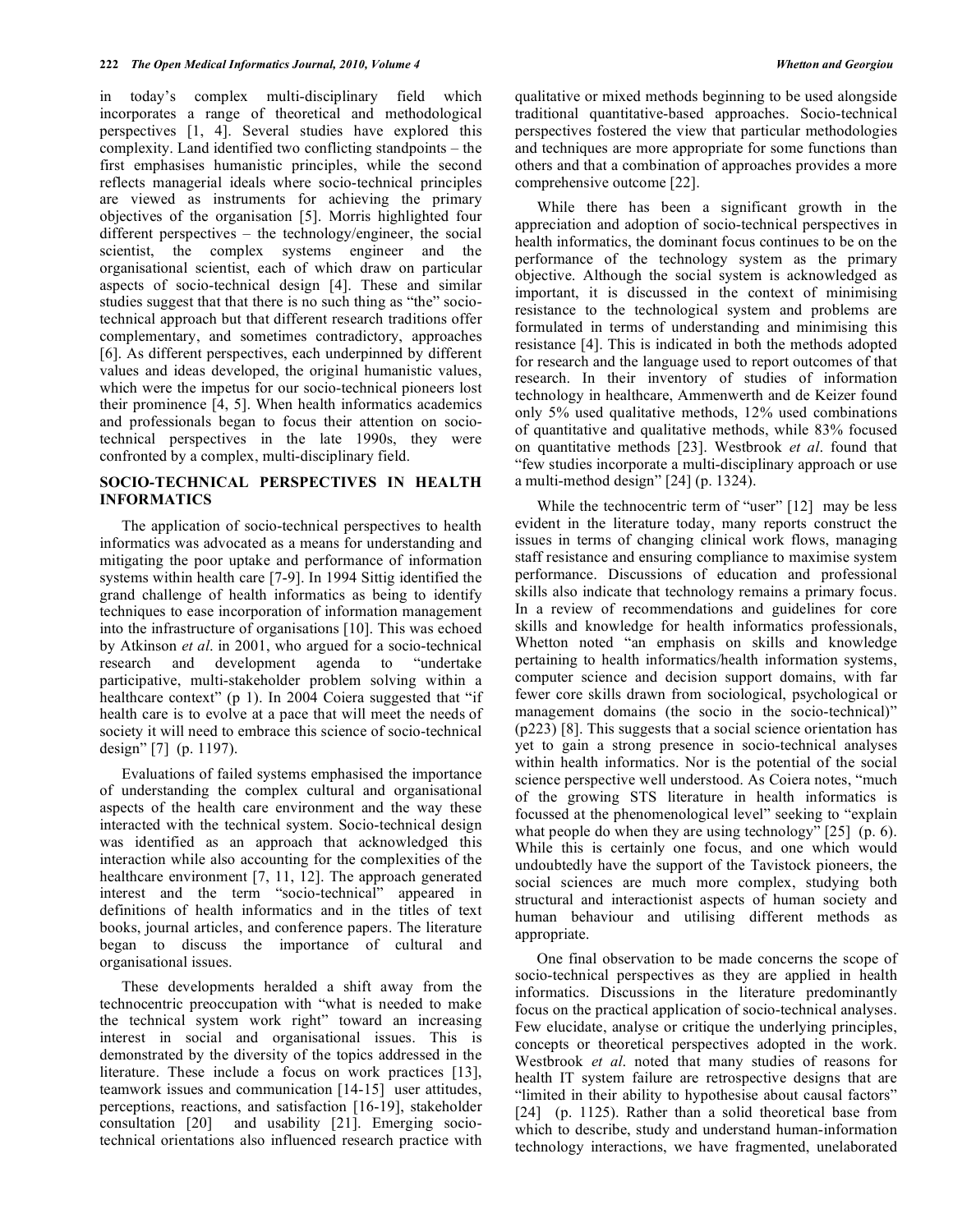in today's complex multi-disciplinary field which incorporates a range of theoretical and methodological perspectives [1, 4]. Several studies have explored this complexity. Land identified two conflicting standpoints – the first emphasises humanistic principles, while the second reflects managerial ideals where socio-technical principles are viewed as instruments for achieving the primary objectives of the organisation [5]. Morris highlighted four different perspectives – the technology/engineer, the social scientist, the complex systems engineer and the organisational scientist, each of which draw on particular aspects of socio-technical design [4]. These and similar studies suggest that that there is no such thing as "the" socio-technical approach but that different research traditions offer complementary, and sometimes contradictory, approaches [6]. As different perspectives, each underpinned by different values and ideas developed, the original humanistic values, which were the impetus for our socio-technical pioneers lost their prominence [4, 5]. When health informatics academics and professionals began to focus their attention on socio-technical perspectives in the late 1990s, they were confronted by a complex, multi-disciplinary field.

## SOCIO-TECHNICAL PERSPECTIVES IN HEALTH INFORMATICS

The application of socio-technical perspectives to health informatics was advocated as a means for understanding and mitigating the poor uptake and performance of information systems within health care [7-9]. In 1994 Sittig identified the grand challenge of health informatics as being to identify techniques to ease incorporation of information management into the infrastructure of organisations [10]. This was echoed by Atkinson *et al*. in 2001, who argued for a socio-technical research and development agenda to "undertake participative, multi-stakeholder problem solving within a healthcare context" (p 1). In 2004 Coiera suggested that "if health care is to evolve at a pace that will meet the needs of society it will need to embrace this science of socio-technical design" [7] (p. 1197).

Evaluations of failed systems emphasised the importance of understanding the complex cultural and organisational aspects of the health care environment and the way these interacted with the technical system. Socio-technical design was identified as an approach that acknowledged this interaction while also accounting for the complexities of the healthcare environment [7, 11, 12]. The approach generated interest and the term "socio-technical" appeared in definitions of health informatics and in the titles of text books, journal articles, and conference papers. The literature began to discuss the importance of cultural and organisational issues.

These developments heralded a shift away from the technocentric preoccupation with "what is needed to make the technical system work right" toward an increasing interest in social and organisational issues. This is demonstrated by the diversity of the topics addressed in the literature. These include a focus on work practices [13], teamwork issues and communication [14-15] user attitudes, perceptions, reactions, and satisfaction [16-19], stakeholder consultation [20] and usability [21]. Emerging socio-technical orientations also influenced research practice with qualitative or mixed methods beginning to be used alongside traditional quantitative-based approaches. Socio-technical perspectives fostered the view that particular methodologies and techniques are more appropriate for some functions than others and that a combination of approaches provides a more comprehensive outcome [22].

While there has been a significant growth in the appreciation and adoption of socio-technical perspectives in health informatics, the dominant focus continues to be on the performance of the technology system as the primary objective. Although the social system is acknowledged as important, it is discussed in the context of minimising resistance to the technological system and problems are formulated in terms of understanding and minimising this resistance [4]. This is indicated in both the methods adopted for research and the language used to report outcomes of that research. In their inventory of studies of information technology in healthcare, Ammenwerth and de Keizer found only 5% used qualitative methods, 12% used combinations of quantitative and qualitative methods, while 83% focused on quantitative methods [23]. Westbrook *et al*. found that "few studies incorporate a multi-disciplinary approach or use a multi-method design" [24] (p. 1324).

While the technocentric term of "user" [12] may be less evident in the literature today, many reports construct the issues in terms of changing clinical work flows, managing staff resistance and ensuring compliance to maximise system performance. Discussions of education and professional skills also indicate that technology remains a primary focus. In a review of recommendations and guidelines for core skills and knowledge for health informatics professionals, Whetton noted "an emphasis on skills and knowledge pertaining to health informatics/health information systems, computer science and decision support domains, with far fewer core skills drawn from sociological, psychological or management domains (the socio in the socio-technical)" (p223) [8]. This suggests that a social science orientation has yet to gain a strong presence in socio-technical analyses within health informatics. Nor is the potential of the social science perspective well understood. As Coiera notes, "much of the growing STS literature in health informatics is focussed at the phenomenological level" seeking to "explain what people do when they are using technology" [25] (p. 6). While this is certainly one focus, and one which would undoubtedly have the support of the Tavistock pioneers, the social sciences are much more complex, studying both structural and interactionist aspects of human society and human behaviour and utilising different methods as appropriate.

One final observation to be made concerns the scope of socio-technical perspectives as they are applied in health informatics. Discussions in the literature predominantly focus on the practical application of socio-technical analyses. Few elucidate, analyse or critique the underlying principles, concepts or theoretical perspectives adopted in the work. Westbrook *et al*. noted that many studies of reasons for health IT system failure are retrospective designs that are "limited in their ability to hypothesise about causal factors" [24] (p. 1125). Rather than a solid theoretical base from which to describe, study and understand human-information technology interactions, we have fragmented, unelaborated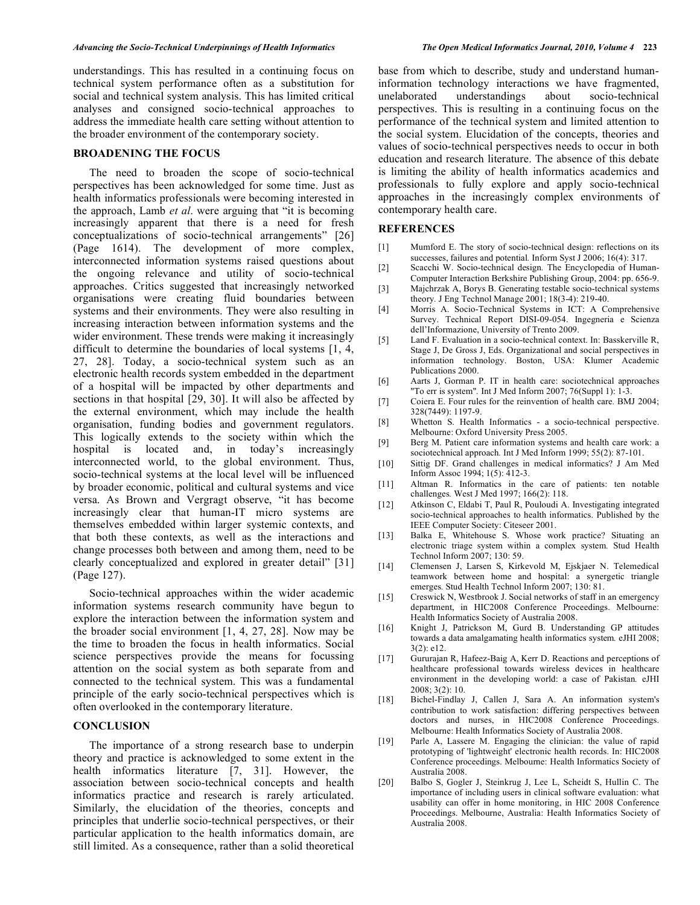understandings. This has resulted in a continuing focus on technical system performance often as a substitution for social and technical system analysis. This has limited critical analyses and consigned socio-technical approaches to address the immediate health care setting without attention to the broader environment of the contemporary society.

## BROADENING THE FOCUS

The need to broaden the scope of socio-technical perspectives has been acknowledged for some time. Just as health informatics professionals were becoming interested in the approach, Lamb *et al*. were arguing that "it is becoming increasingly apparent that there is a need for fresh conceptualizations of socio-technical arrangements" [26] (Page 1614). The development of more complex, interconnected information systems raised questions about the ongoing relevance and utility of socio-technical approaches. Critics suggested that increasingly networked organisations were creating fluid boundaries between systems and their environments. They were also resulting in increasing interaction between information systems and the wider environment. These trends were making it increasingly difficult to determine the boundaries of local systems [1, 4, 27, 28]. Today, a socio-technical system such as an electronic health records system embedded in the department of a hospital will be impacted by other departments and sections in that hospital [29, 30]. It will also be affected by the external environment, which may include the health organisation, funding bodies and government regulators. This logically extends to the society within which the hospital is located and, in today's increasingly interconnected world, to the global environment. Thus, socio-technical systems at the local level will be influenced by broader economic, political and cultural systems and vice versa. As Brown and Vergragt observe, "it has become increasingly clear that human-IT micro systems are themselves embedded within larger systemic contexts, and that both these contexts, as well as the interactions and change processes both between and among them, need to be clearly conceptualized and explored in greater detail" [31] (Page 127).

Socio-technical approaches within the wider academic information systems research community have begun to explore the interaction between the information system and the broader social environment [1, 4, 27, 28]. Now may be the time to broaden the focus in health informatics. Social science perspectives provide the means for focussing attention on the social system as both separate from and connected to the technical system. This was a fundamental principle of the early socio-technical perspectives which is often overlooked in the contemporary literature.

## CONCLUSION

The importance of a strong research base to underpin theory and practice is acknowledged to some extent in the health informatics literature [7, 31]. However, the association between socio-technical concepts and health informatics practice and research is rarely articulated. Similarly, the elucidation of the theories, concepts and principles that underlie socio-technical perspectives, or their particular application to the health informatics domain, are still limited. As a consequence, rather than a solid theoretical base from which to describe, study and understand human-information technology interactions we have fragmented, unelaborated understandings about socio-technical perspectives. This is resulting in a continuing focus on the performance of the technical system and limited attention to the social system. Elucidation of the concepts, theories and values of socio-technical perspectives needs to occur in both education and research literature. The absence of this debate is limiting the ability of health informatics academics and professionals to fully explore and apply socio-technical approaches in the increasingly complex environments of contemporary health care.

## REFERENCES

[1] Mumford E. The story of socio-technical design: reflections on its successes, failures and potential. Inform Syst J 2006; 16(4): 317.

[2] Scacchi W. Socio-technical design. The Encyclopedia of Human-Computer Interaction Berkshire Publishing Group, 2004: pp. 656-9.

[3] Majchrzak A, Borys B. Generating testable socio-technical systems theory. J Eng Technol Manage 2001; 18(3-4): 219-40.

[4] Morris A. Socio-Technical Systems in ICT: A Comprehensive Survey. Technical Report DISI-09-054. Ingegneria e Scienza dell'Informazione, University of Trento 2009.

[5] Land F. Evaluation in a socio-technical context. In: Basskerville R, Stage J, De Gross J, Eds. Organizational and social perspectives in information technology. Boston, USA: Klumer Academic Publications 2000.

[6] Aarts J, Gorman P. IT in health care: sociotechnical approaches "To err is system". Int J Med Inform 2007; 76(Suppl 1): 1-3.

[7] Coiera E. Four rules for the reinvention of health care. BMJ 2004; 328(7449): 1197-9.

[8] Whetton S. Health Informatics - a socio-technical perspective. Melbourne: Oxford University Press 2005.

[9] Berg M. Patient care information systems and health care work: a sociotechnical approach. Int J Med Inform 1999; 55(2): 87-101.

[10] Sittig DF. Grand challenges in medical informatics? J Am Med Inform Assoc 1994; 1(5): 412-3.

[11] Altman R. Informatics in the care of patients: ten notable challenges. West J Med 1997; 166(2): 118.

[12] Atkinson C, Eldabi T, Paul R, Pouloudi A. Investigating integrated socio-technical approaches to health informatics. Published by the IEEE Computer Society: Citeseer 2001.

[13] Balka E, Whitehouse S. Whose work practice? Situating an electronic triage system within a complex system. Stud Health Technol Inform 2007; 130: 59.

[14] Clemensen J, Larsen S, Kirkevold M, Ejskjaer N. Telemedical teamwork between home and hospital: a synergetic triangle emerges. Stud Health Technol Inform 2007; 130: 81.

[15] Creswick N, Westbrook J. Social networks of staff in an emergency department, in HIC2008 Conference Proceedings. Melbourne: Health Informatics Society of Australia 2008.

[16] Knight J, Patrickson M, Gurd B. Understanding GP attitudes towards a data amalgamating health informatics system. eJHI 2008; 3(2): e12.

[17] Gururajan R, Hafeez-Baig A, Kerr D. Reactions and perceptions of healthcare professional towards wireless devices in healthcare environment in the developing world: a case of Pakistan. eJHI 2008; 3(2): 10.

[18] Bichel-Findlay J, Callen J, Sara A. An information system's contribution to work satisfaction: differing perspectives between doctors and nurses, in HIC2008 Conference Proceedings. Melbourne: Health Informatics Society of Australia 2008.

[19] Parle A, Lassere M. Engaging the clinician: the value of rapid prototyping of 'lightweight' electronic health records. In: HIC2008 Conference proceedings. Melbourne: Health Informatics Society of Australia 2008.

[20] Balbo S, Gogler J, Steinkrug J, Lee L, Scheidt S, Hullin C. The importance of including users in clinical software evaluation: what usability can offer in home monitoring, in HIC 2008 Conference Proceedings. Melbourne, Australia: Health Informatics Society of Australia 2008.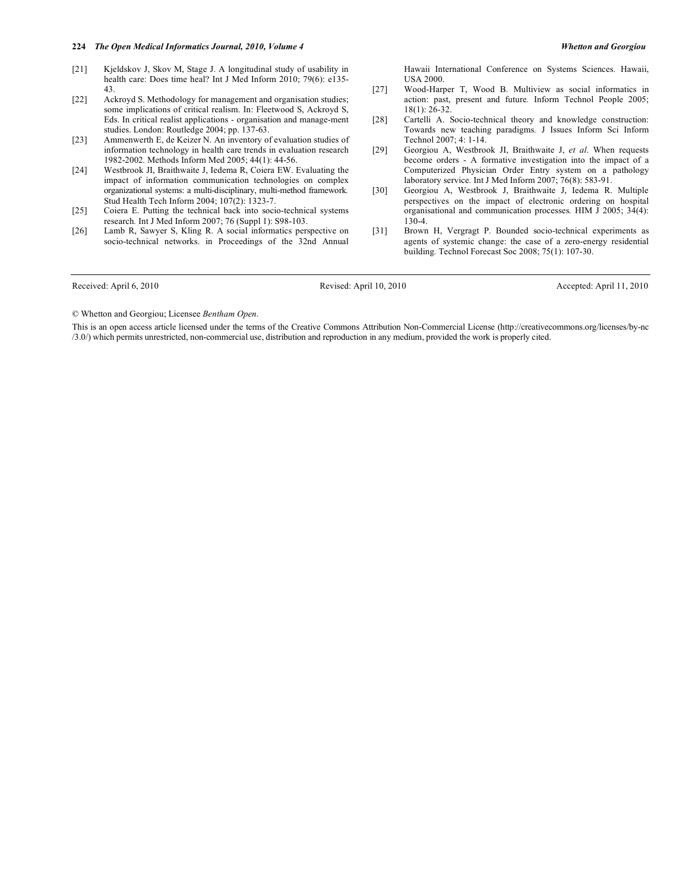[21] Kjeldskov J, Skov M, Stage J. A longitudinal study of usability in health care: Does time heal? Int J Med Inform 2010; 79(6): e135-43.

[22] Ackroyd S. Methodology for management and organisation studies; some implications of critical realism. In: Fleetwood S, Ackroyd S, Eds. In critical realist applications - organisation and manage-ment studies. London: Routledge 2004; pp. 137-63.

[23] Ammenwerth E, de Keizer N. An inventory of evaluation studies of information technology in health care trends in evaluation research 1982-2002. Methods Inform Med 2005; 44(1): 44-56.

[24] Westbrook JI, Braithwaite J, Iedema R, Coiera EW. Evaluating the impact of information communication technologies on complex organizational systems: a multi-disciplinary, multi-method framework. Stud Health Tech Inform 2004; 107(2): 1323-7.

[25] Coiera E. Putting the technical back into socio-technical systems research. Int J Med Inform 2007; 76 (Suppl 1): S98-103.

[26] Lamb R, Sawyer S, Kling R. A social informatics perspective on socio-technical networks. in Proceedings of the 32nd Annual Hawaii International Conference on Systems Sciences. Hawaii, USA 2000.

[27] Wood-Harper T, Wood B. Multiview as social informatics in action: past, present and future. Inform Technol People 2005; 18(1): 26-32.

[28] Cartelli A. Socio-technical theory and knowledge construction: Towards new teaching paradigms. J Issues Inform Sci Inform Technol 2007; 4: 1-14.

[29] Georgiou A, Westbrook JI, Braithwaite J, *et al*. When requests become orders - A formative investigation into the impact of a Computerized Physician Order Entry system on a pathology laboratory service. Int J Med Inform 2007; 76(8): 583-91.

[30] Georgiou A, Westbrook J, Braithwaite J, Iedema R. Multiple perspectives on the impact of electronic ordering on hospital organisational and communication processes. HIM J 2005; 34(4): 130-4.

[31] Brown H, Vergragt P. Bounded socio-technical experiments as agents of systemic change: the case of a zero-energy residential building. Technol Forecast Soc 2008; 75(1): 107-30.

Received: April 6, 2010 Revised: April 10, 2010 Accepted: April 11, 2010

© Whetton and Georgiou; Licensee *Bentham Open*.

This is an open access article licensed under the terms of the Creative Commons Attribution Non-Commercial License (http://creativecommons.org/licenses/by-nc/3.0/) which permits unrestricted, non-commercial use, distribution and reproduction in any medium, provided the work is properly cited.